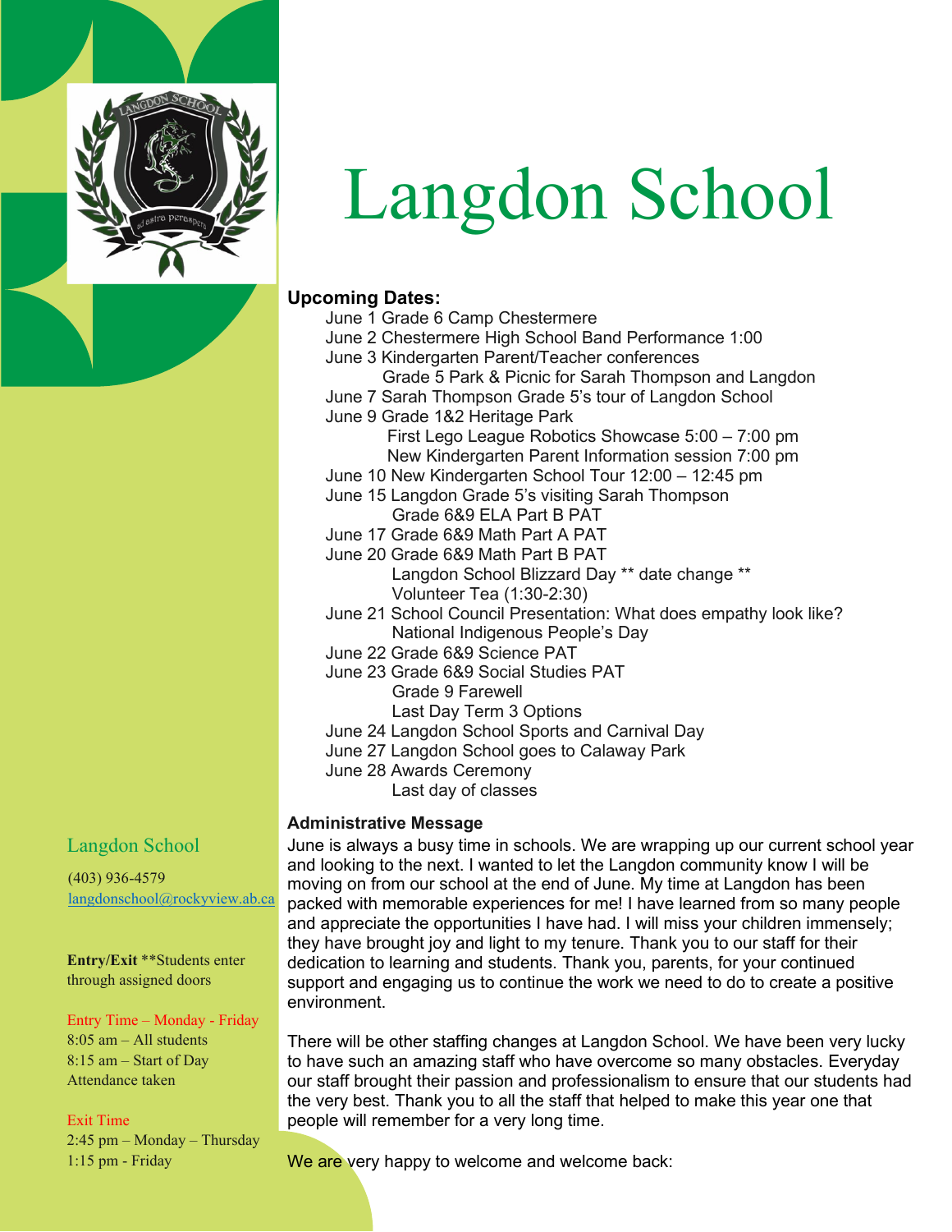# Langdon School

## Upcoming Dates:

- June 1 Grade 6 Camp Chestermere
- June 2 Chestermere High School Band Performance 1:00
- June 3 Kindergarten Parent/Teacher conferences
  - Grade 5 Park & Picnic for Sarah Thompson and Langdon
- June 7 Sarah Thompson Grade 5's tour of Langdon School
- June 9 Grade 1&2 Heritage Park
  - First Lego League Robotics Showcase 5:00 – 7:00 pm
  - New Kindergarten Parent Information session 7:00 pm
- June 10 New Kindergarten School Tour 12:00 – 12:45 pm
- June 15 Langdon Grade 5's visiting Sarah Thompson
  - Grade 6&9 ELA Part B PAT
- June 17 Grade 6&9 Math Part A PAT
- June 20 Grade 6&9 Math Part B PAT
  - Langdon School Blizzard Day ** date change **
  - Volunteer Tea (1:30-2:30)
- June 21 School Council Presentation: What does empathy look like?
  - National Indigenous People's Day
- June 22 Grade 6&9 Science PAT
- June 23 Grade 6&9 Social Studies PAT
  - Grade 9 Farewell
  - Last Day Term 3 Options
- June 24 Langdon School Sports and Carnival Day
- June 27 Langdon School goes to Calaway Park
- June 28 Awards Ceremony
  - Last day of classes

## Administrative Message

June is always a busy time in schools. We are wrapping up our current school year and looking to the next. I wanted to let the Langdon community know I will be moving on from our school at the end of June. My time at Langdon has been packed with memorable experiences for me! I have learned from so many people and appreciate the opportunities I have had. I will miss your children immensely; they have brought joy and light to my tenure. Thank you to our staff for their dedication to learning and students. Thank you, parents, for your continued support and engaging us to continue the work we need to do to create a positive environment.

There will be other staffing changes at Langdon School. We have been very lucky to have such an amazing staff who have overcome so many obstacles. Everyday our staff brought their passion and professionalism to ensure that our students had the very best. Thank you to all the staff that helped to make this year one that people will remember for a very long time.

We are very happy to welcome and welcome back:

---

### Langdon School

(403) 936-4579
langdonschool@rockyview.ab.ca

**Entry/Exit** **Students enter through assigned doors

Entry Time – Monday - Friday
8:05 am – All students
8:15 am – Start of Day
Attendance taken

Exit Time
2:45 pm – Monday – Thursday
1:15 pm - Friday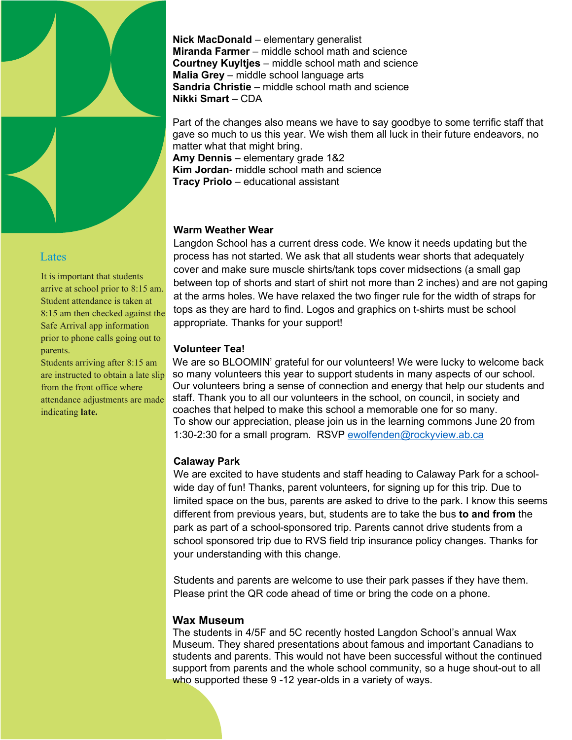**Nick MacDonald** – elementary generalist
**Miranda Farmer** – middle school math and science
**Courtney Kuyltjes** – middle school math and science
**Malia Grey** – middle school language arts
**Sandria Christie** – middle school math and science
**Nikki Smart** – CDA

Part of the changes also means we have to say goodbye to some terrific staff that gave so much to us this year. We wish them all luck in their future endeavors, no matter what that might bring.
**Amy Dennis** – elementary grade 1&2
**Kim Jordan**- middle school math and science
**Tracy Priolo** – educational assistant

### Lates

It is important that students arrive at school prior to 8:15 am. Student attendance is taken at 8:15 am then checked against the Safe Arrival app information prior to phone calls going out to parents.
Students arriving after 8:15 am are instructed to obtain a late slip from the front office where attendance adjustments are made indicating **late.**

### Warm Weather Wear

Langdon School has a current dress code. We know it needs updating but the process has not started. We ask that all students wear shorts that adequately cover and make sure muscle shirts/tank tops cover midsections (a small gap between top of shorts and start of shirt not more than 2 inches) and are not gaping at the arms holes. We have relaxed the two finger rule for the width of straps for tops as they are hard to find. Logos and graphics on t-shirts must be school appropriate. Thanks for your support!

### Volunteer Tea!

We are so BLOOMIN' grateful for our volunteers! We were lucky to welcome back so many volunteers this year to support students in many aspects of our school. Our volunteers bring a sense of connection and energy that help our students and staff. Thank you to all our volunteers in the school, on council, in society and coaches that helped to make this school a memorable one for so many.
To show our appreciation, please join us in the learning commons June 20 from 1:30-2:30 for a small program. RSVP ewolfenden@rockyview.ab.ca

### Calaway Park

We are excited to have students and staff heading to Calaway Park for a school-wide day of fun! Thanks, parent volunteers, for signing up for this trip. Due to limited space on the bus, parents are asked to drive to the park. I know this seems different from previous years, but, students are to take the bus **to and from** the park as part of a school-sponsored trip. Parents cannot drive students from a school sponsored trip due to RVS field trip insurance policy changes. Thanks for your understanding with this change.

Students and parents are welcome to use their park passes if they have them. Please print the QR code ahead of time or bring the code on a phone.

### Wax Museum

The students in 4/5F and 5C recently hosted Langdon School's annual Wax Museum. They shared presentations about famous and important Canadians to students and parents. This would not have been successful without the continued support from parents and the whole school community, so a huge shout-out to all who supported these 9 -12 year-olds in a variety of ways.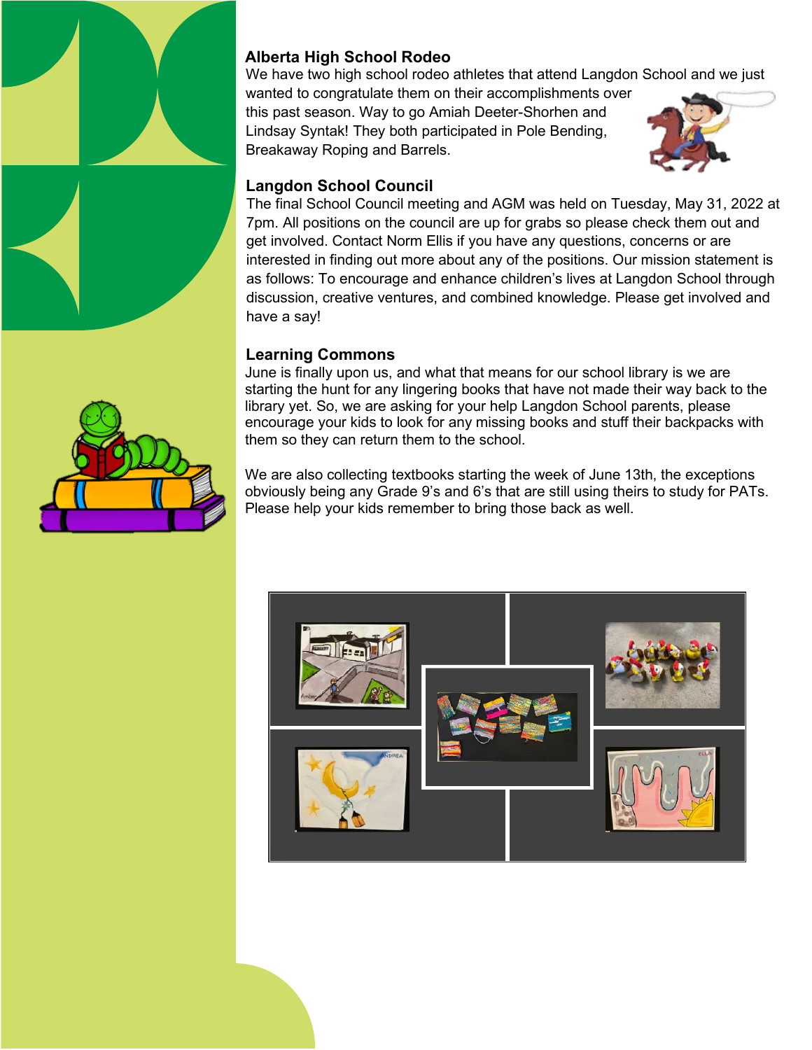## Alberta High School Rodeo

We have two high school rodeo athletes that attend Langdon School and we just wanted to congratulate them on their accomplishments over this past season. Way to go Amiah Deeter-Shorhen and Lindsay Syntak! They both participated in Pole Bending, Breakaway Roping and Barrels.

## Langdon School Council

The final School Council meeting and AGM was held on Tuesday, May 31, 2022 at 7pm. All positions on the council are up for grabs so please check them out and get involved. Contact Norm Ellis if you have any questions, concerns or are interested in finding out more about any of the positions. Our mission statement is as follows: To encourage and enhance children's lives at Langdon School through discussion, creative ventures, and combined knowledge. Please get involved and have a say!

## Learning Commons

June is finally upon us, and what that means for our school library is we are starting the hunt for any lingering books that have not made their way back to the library yet. So, we are asking for your help Langdon School parents, please encourage your kids to look for any missing books and stuff their backpacks with them so they can return them to the school.

We are also collecting textbooks starting the week of June 13th, the exceptions obviously being any Grade 9's and 6's that are still using theirs to study for PATs. Please help your kids remember to bring those back as well.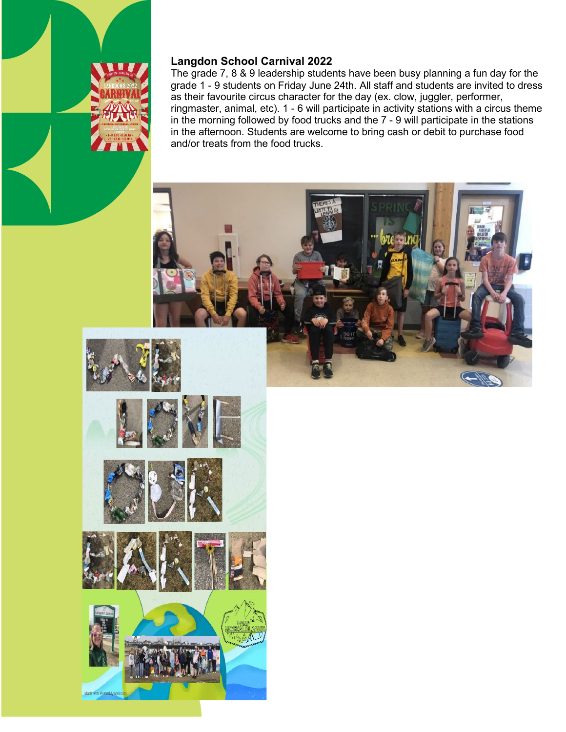## Langdon School Carnival 2022

The grade 7, 8 & 9 leadership students have been busy planning a fun day for the grade 1 - 9 students on Friday June 24th. All staff and students are invited to dress as their favourite circus character for the day (ex. clow, juggler, performer, ringmaster, animal, etc). 1 - 6 will participate in activity stations with a circus theme in the morning followed by food trucks and the 7 - 9 will participate in the stations in the afternoon. Students are welcome to bring cash or debit to purchase food and/or treats from the food trucks.